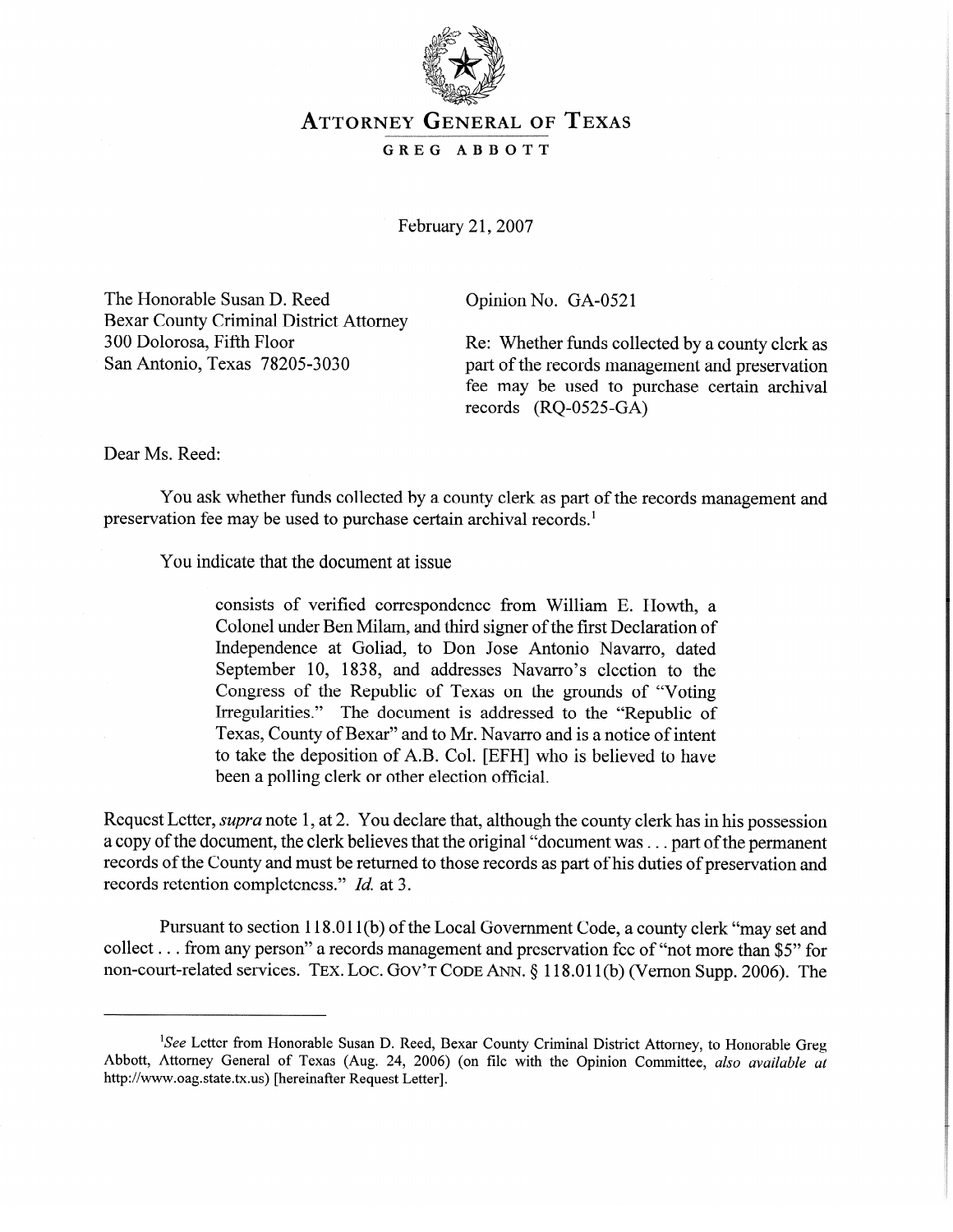# ATTORNEY GENERAL OF TEXAS

GREG ABBOTT

February 21, 2007

The Honorable Susan D. Reed
Bexar County Criminal District Attorney
300 Dolorosa, Fifth Floor
San Antonio, Texas 78205-3030

Opinion No. GA-0521

Re: Whether funds collected by a county clerk as part of the records management and preservation fee may be used to purchase certain archival records (RQ-0525-GA)

Dear Ms. Reed:

You ask whether funds collected by a county clerk as part of the records management and preservation fee may be used to purchase certain archival records.[1]

You indicate that the document at issue

> consists of verified correspondence from William E. Howth, a Colonel under Ben Milam, and third signer of the first Declaration of Independence at Goliad, to Don Jose Antonio Navarro, dated September 10, 1838, and addresses Navarro's election to the Congress of the Republic of Texas on the grounds of "Voting Irregularities." The document is addressed to the "Republic of Texas, County of Bexar" and to Mr. Navarro and is a notice of intent to take the deposition of A.B. Col. [EFH] who is believed to have been a polling clerk or other election official.

Request Letter, *supra* note 1, at 2. You declare that, although the county clerk has in his possession a copy of the document, the clerk believes that the original "document was . . . part of the permanent records of the County and must be returned to those records as part of his duties of preservation and records retention completeness." *Id.* at 3.

Pursuant to section 118.011(b) of the Local Government Code, a county clerk "may set and collect . . . from any person" a records management and preservation fee of "not more than $5" for non-court-related services. TEX. LOC. GOV'T CODE ANN. § 118.011(b) (Vernon Supp. 2006). The

---

[1] *See* Letter from Honorable Susan D. Reed, Bexar County Criminal District Attorney, to Honorable Greg Abbott, Attorney General of Texas (Aug. 24, 2006) (on file with the Opinion Committee, *also available at* http://www.oag.state.tx.us) [hereinafter Request Letter].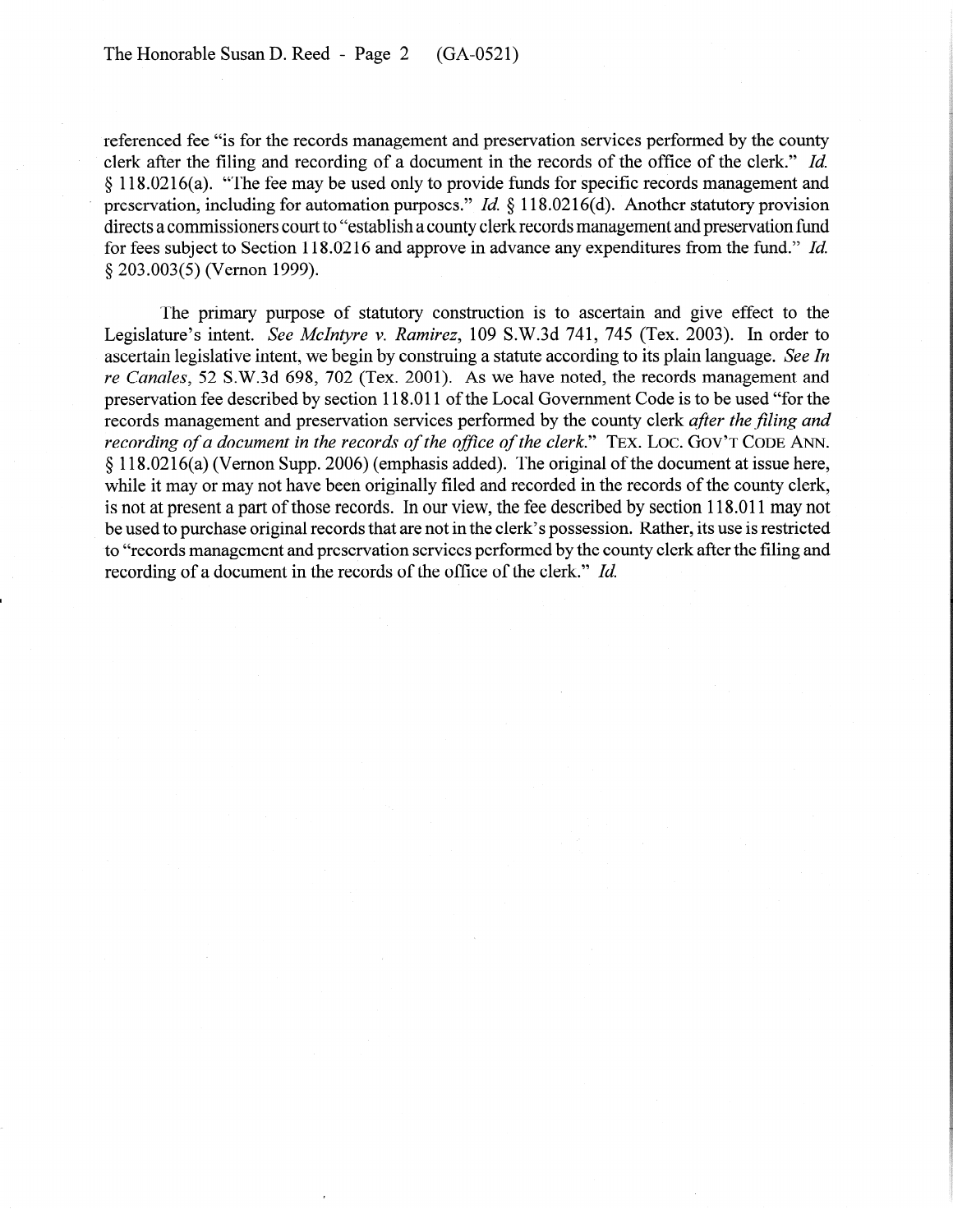referenced fee "is for the records management and preservation services performed by the county clerk after the filing and recording of a document in the records of the office of the clerk." *Id.* § 118.0216(a). "The fee may be used only to provide funds for specific records management and preservation, including for automation purposes." *Id.* § 118.0216(d). Another statutory provision directs a commissioners court to "establish a county clerk records management and preservation fund for fees subject to Section 118.0216 and approve in advance any expenditures from the fund." *Id.* § 203.003(5) (Vernon 1999).

The primary purpose of statutory construction is to ascertain and give effect to the Legislature's intent. *See McIntyre v. Ramirez*, 109 S.W.3d 741, 745 (Tex. 2003). In order to ascertain legislative intent, we begin by construing a statute according to its plain language. *See In re Canales*, 52 S.W.3d 698, 702 (Tex. 2001). As we have noted, the records management and preservation fee described by section 118.011 of the Local Government Code is to be used "for the records management and preservation services performed by the county clerk *after the filing and recording of a document in the records of the office of the clerk.*" TEX. LOC. GOV'T CODE ANN. § 118.0216(a) (Vernon Supp. 2006) (emphasis added). The original of the document at issue here, while it may or may not have been originally filed and recorded in the records of the county clerk, is not at present a part of those records. In our view, the fee described by section 118.011 may not be used to purchase original records that are not in the clerk's possession. Rather, its use is restricted to "records management and preservation services performed by the county clerk after the filing and recording of a document in the records of the office of the clerk." *Id.*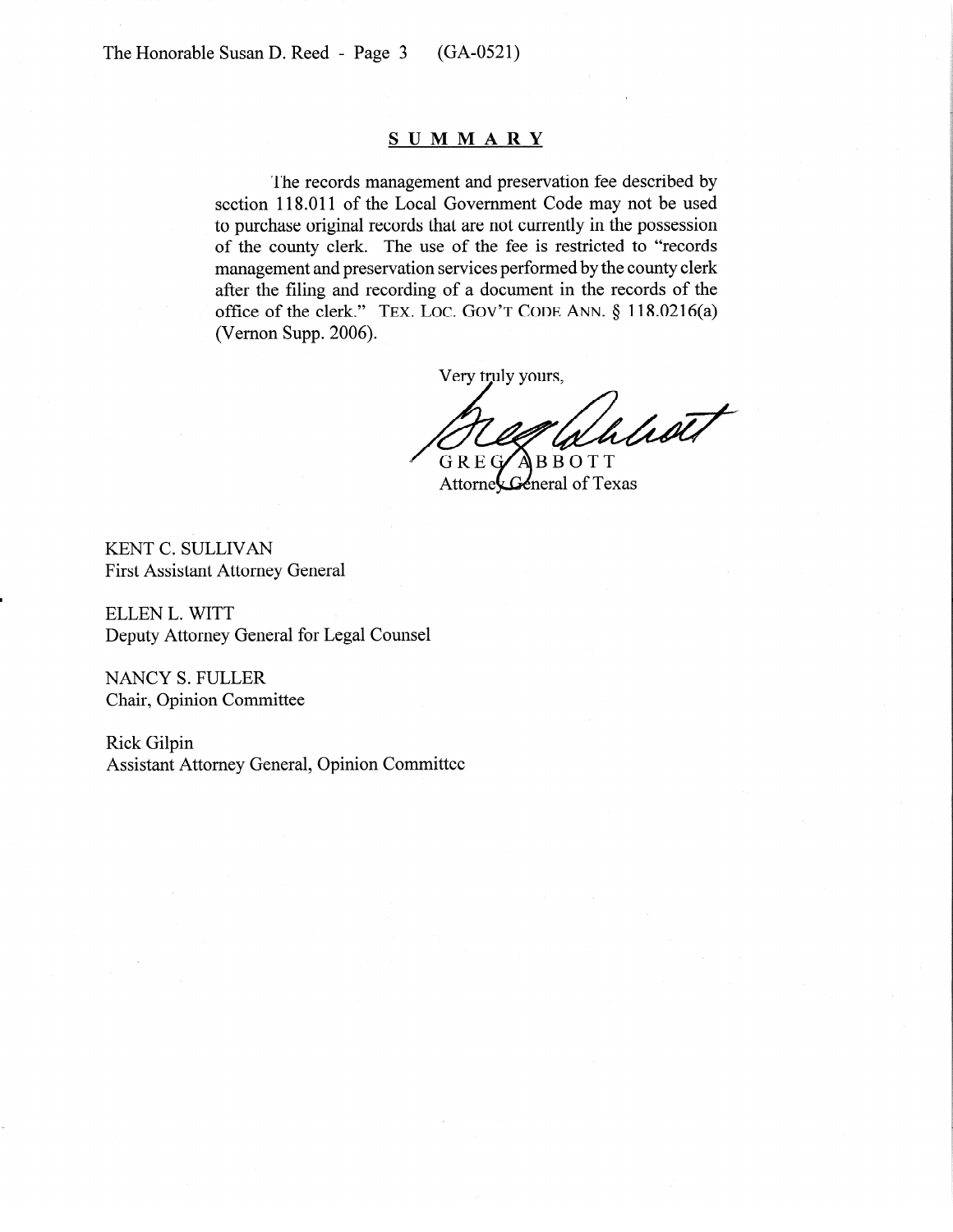## SUMMARY

The records management and preservation fee described by section 118.011 of the Local Government Code may not be used to purchase original records that are not currently in the possession of the county clerk. The use of the fee is restricted to "records management and preservation services performed by the county clerk after the filing and recording of a document in the records of the office of the clerk." TEX. LOC. GOV'T CODE ANN. § 118.0216(a) (Vernon Supp. 2006).

Very truly yours,

GREG ABBOTT
Attorney General of Texas

KENT C. SULLIVAN
First Assistant Attorney General

ELLEN L. WITT
Deputy Attorney General for Legal Counsel

NANCY S. FULLER
Chair, Opinion Committee

Rick Gilpin
Assistant Attorney General, Opinion Committee